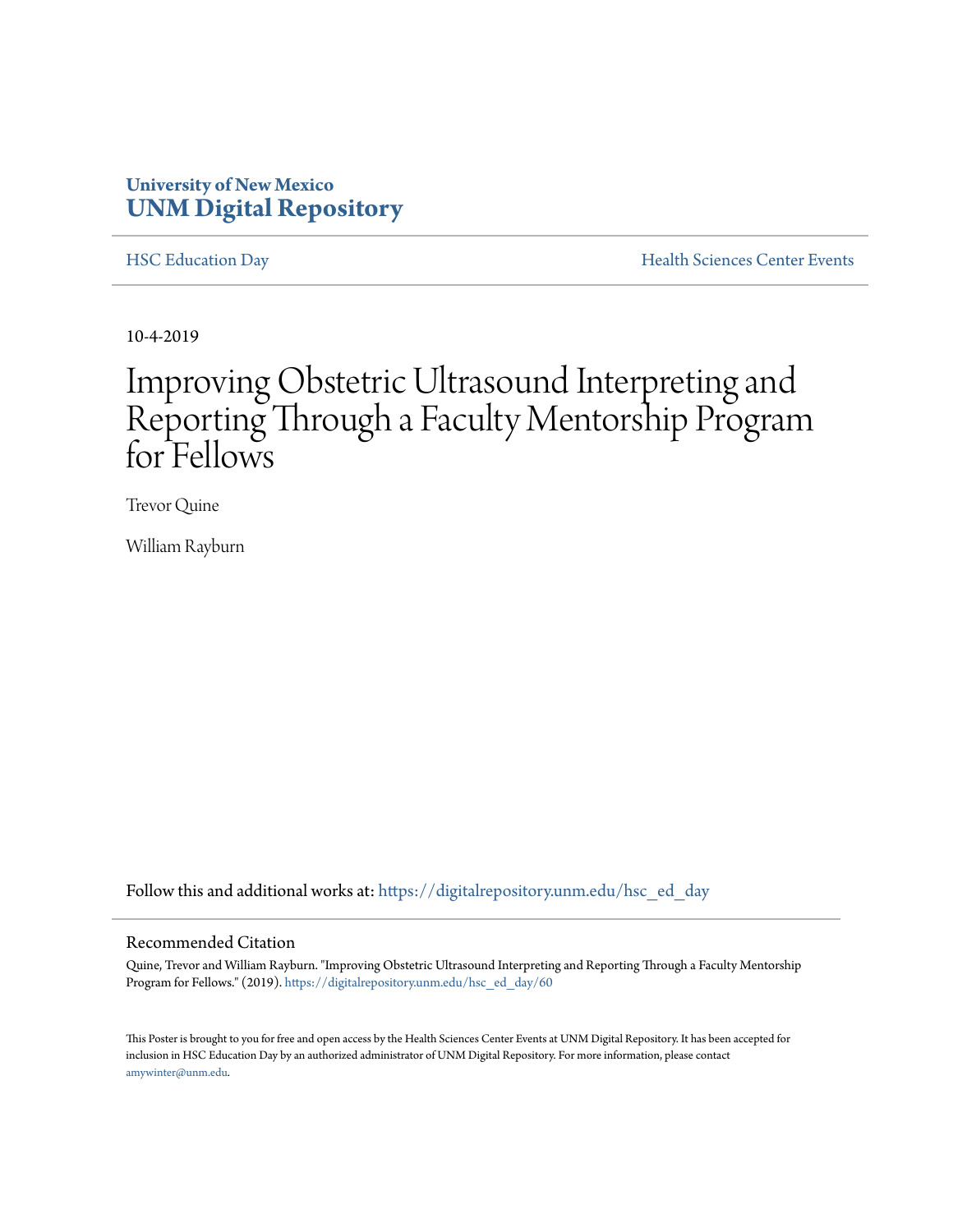University of New Mexico
**UNM Digital Repository**

HSC Education Day | Health Sciences Center Events

10-4-2019

# Improving Obstetric Ultrasound Interpreting and Reporting Through a Faculty Mentorship Program for Fellows

Trevor Quine

William Rayburn

Follow this and additional works at: https://digitalrepository.unm.edu/hsc_ed_day

## Recommended Citation

Quine, Trevor and William Rayburn. "Improving Obstetric Ultrasound Interpreting and Reporting Through a Faculty Mentorship Program for Fellows." (2019). https://digitalrepository.unm.edu/hsc_ed_day/60

This Poster is brought to you for free and open access by the Health Sciences Center Events at UNM Digital Repository. It has been accepted for inclusion in HSC Education Day by an authorized administrator of UNM Digital Repository. For more information, please contact amywinter@unm.edu.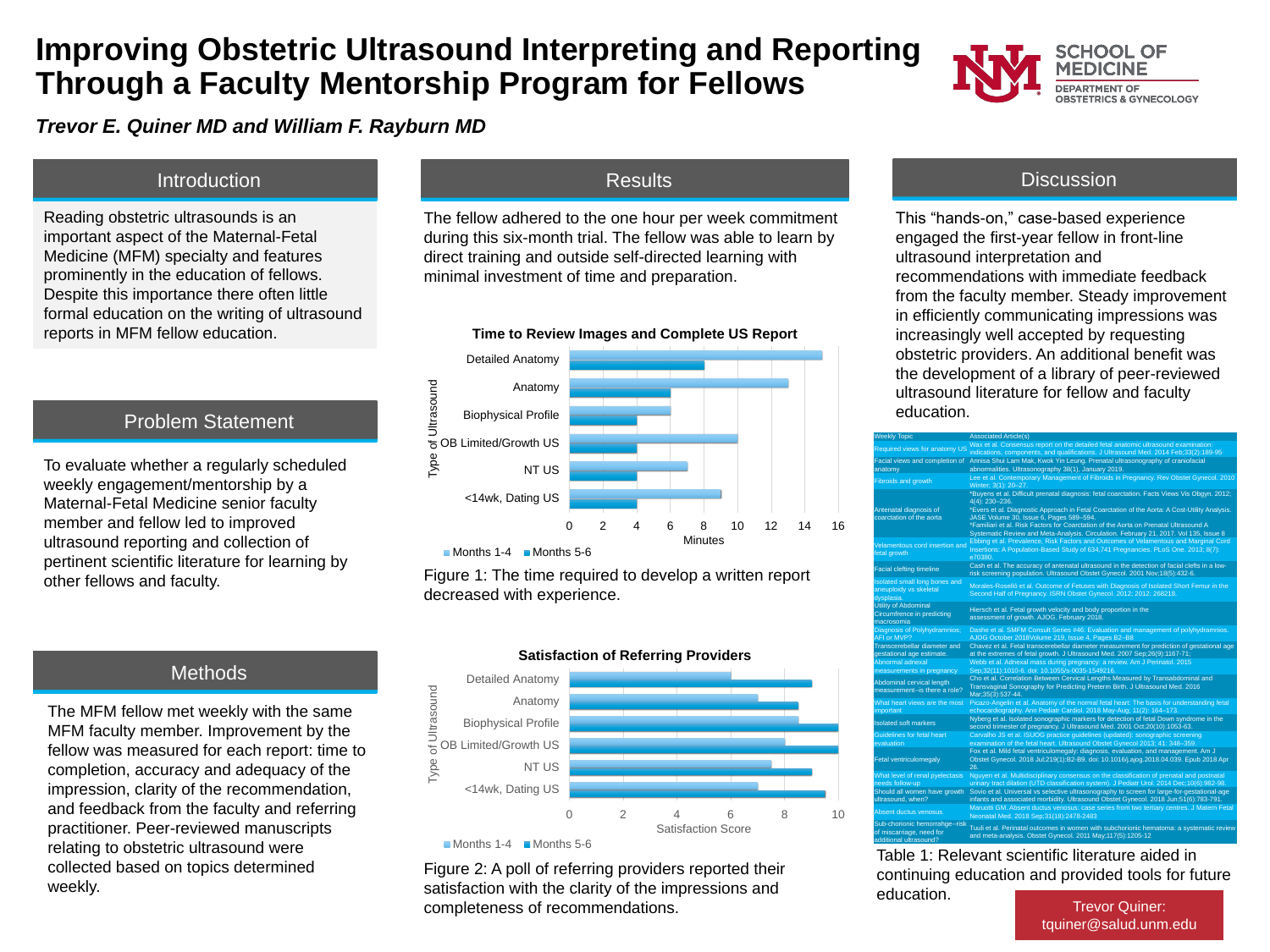# Improving Obstetric Ultrasound Interpreting and Reporting Through a Faculty Mentorship Program for Fellows

SCHOOL OF MEDICINE
DEPARTMENT OF OBSTETRICS & GYNECOLOGY

***Trevor E. Quiner MD and William F. Rayburn MD***

## Introduction

Reading obstetric ultrasounds is an important aspect of the Maternal-Fetal Medicine (MFM) specialty and features prominently in the education of fellows. Despite this importance there often little formal education on the writing of ultrasound reports in MFM fellow education.

## Problem Statement

To evaluate whether a regularly scheduled weekly engagement/mentorship by a Maternal-Fetal Medicine senior faculty member and fellow led to improved ultrasound reporting and collection of pertinent scientific literature for learning by other fellows and faculty.

## Methods

The MFM fellow met weekly with the same MFM faculty member. Improvement by the fellow was measured for each report: time to completion, accuracy and adequacy of the impression, clarity of the recommendation, and feedback from the faculty and referring practitioner. Peer-reviewed manuscripts relating to obstetric ultrasound were collected based on topics determined weekly.

## Results

The fellow adhered to the one hour per week commitment during this six-month trial. The fellow was able to learn by direct training and outside self-directed learning with minimal investment of time and preparation.

**Time to Review Images and Complete US Report**

Type of Ultrasound

Detailed Anatomy
Anatomy
Biophysical Profile
OB Limited/Growth US
NT US
<14wk, Dating US

0 2 4 6 8 10 12 14 16

Minutes

Months 1-4 Months 5-6

Figure 1: The time required to develop a written report decreased with experience.

**Satisfaction of Referring Providers**

Type of Ultrasound

Detailed Anatomy
Anatomy
Biophysical Profile
OB Limited/Growth US
NT US
<14wk, Dating US

0 2 4 6 8 10

Satisfaction Score

Months 1-4 Months 5-6

Figure 2: A poll of referring providers reported their satisfaction with the clarity of the impressions and completeness of recommendations.

## Discussion

This “hands-on,” case-based experience engaged the first-year fellow in front-line ultrasound interpretation and recommendations with immediate feedback from the faculty member. Steady improvement in efficiently communicating impressions was increasingly well accepted by requesting obstetric providers. An additional benefit was the development of a library of peer-reviewed ultrasound literature for fellow and faculty education.

| Weekly Topic | Associated Article(s) |
|---|---|
| Required views for anatomy US | Wax et al. Consensus report on the detailed fetal anatomic ultrasound examination: indications, components, and qualifications. J Ultrasound Med. 2014 Feb;33(2):189-95 |
| Facial views and completion of anatomy | Annisa Shui Lam Mak, Kwok Yin Leung. Prenatal ultrasonography of craniofacial abnormalities. Ultrasonography 38(1), January 2019. |
| Fibroids and growth | Lee et al. Contemporary Management of Fibroids in Pregnancy. Rev Obstet Gynecol. 2010 Winter; 3(1): 20–27. |
| Antenatal diagnosis of coarctation of the aorta | *Buyens et al. Difficult prenatal diagnosis: fetal coarctation. Facts Views Vis Obgyn. 2012; 4(4): 230–236. *Evers et al. Diagnostic Approach in Fetal Coarctation of the Aorta: A Cost-Utility Analysis. JASE Volume 30, Issue 6, Pages 589–594. *Familiari et al. Risk Factors for Coarctation of the Aorta on Prenatal Ultrasound A Systematic Review and Meta-Analysis. Circulation. February 21, 2017. Vol 135, Issue 8 |
| Velamentous cord insertion and fetal growth | Ebbing et al. Prevalence, Risk Factors and Outcomes of Velamentous and Marginal Cord Insertions: A Population-Based Study of 634,741 Pregnancies. PLoS One. 2013; 8(7): e70380. |
| Facial clefting timeline | Cash et al. The accuracy of antenatal ultrasound in the detection of facial clefts in a low-risk screening population. Ultrasound Obstet Gynecol. 2001 Nov;18(5):432-6. |
| Isolated small long bones and aneuploidy vs skeletal dysplasia. | Morales-Roselló et al. Outcome of Fetuses with Diagnosis of Isolated Short Femur in the Second Half of Pregnancy. ISRN Obstet Gynecol. 2012; 2012: 268218. |
| Utility of Abdominal Circumfrence in predicting macrosomia | Hiersch et al. Fetal growth velocity and body proportion in the assessment of growth. AJOG. February 2018. |
| Diagnosis of Polyhydramnios: AFI or MVP? | Dashe et al. SMFM Consult Series #46: Evaluation and management of polyhydramnios. AJOG October 2018Volume 219, Issue 4, Pages B2–B8 |
| Transcerebellar diameter and gestational age estimate. | Chavez et al. Fetal transcerebellar diameter measurement for prediction of gestational age at the extremes of fetal growth. J Ultrasound Med. 2007 Sep;26(9):1167-71; |
| Abnormal adnexal measurements in pregnancy | Webb et al. Adnexal mass during pregnancy: a review. Am J Perinatol. 2015 Sep;32(11):1010-6. doi: 10.1055/s-0035-1549216. |
| Abdominal cervical length measurement--is there a role? | Cho et al. Correlation Between Cervical Lengths Measured by Transabdominal and Transvaginal Sonography for Predicting Preterm Birth. J Ultrasound Med. 2016 Mar;35(3):537-44. |
| What heart views are the most important | Picazo-Angelin et al. Anatomy of the normal fetal heart: The basis for understanding fetal echocardiography. Ann Pediatr Cardiol. 2018 May-Aug; 11(2): 164–173. |
| Isolated soft markers | Nyberg et al. Isolated sonographic markers for detection of fetal Down syndrome in the second trimester of pregnancy. J Ultrasound Med. 2001 Oct;20(10):1053-63. |
| Guidelines for fetal heart evaluation | Carvalho JS et al. ISUOG practice guidelines (updated): sonographic screening examination of the fetal heart. Ultrasound Obstet Gynecol 2013; 41: 348–359. |
| Fetal ventriculomegaly | Fox et al. Mild fetal ventriculomegaly: diagnosis, evaluation, and management. Am J Obstet Gynecol. 2018 Jul;219(1):B2-B9. doi: 10.1016/j.ajog.2018.04.039. Epub 2018 Apr 26. |
| What level of renal pyelectasis needs follow-up | Nguyen et al. Multidisciplinary consensus on the classification of prenatal and postnatal urinary tract dilation (UTD classification system). J Pediatr Urol. 2014 Dec;10(6):982-98. |
| Should all women have growth ultrasound, when? | Sovio et al. Universal vs selective ultrasonography to screen for large-for-gestational-age infants and associated morbidity. Ultrasound Obstet Gynecol. 2018 Jun;51(6):783-791. |
| Absent ductus venosus | Maruotti GM. Absent ductus venosus: case series from two tertiary centres. J Matern Fetal Neonatal Med. 2018 Sep;31(18):2478-2483 |
| Sub-chorionic hemorrahge--risk of miscarriage, need for additional ultrasound? | Tuuli et al. Perinatal outcomes in women with subchorionic hematoma: a systematic review and meta-analysis. Obstet Gynecol. 2011 May;117(5):1205-12 |

Table 1: Relevant scientific literature aided in continuing education and provided tools for future education.

Trevor Quiner:
tquiner@salud.unm.edu